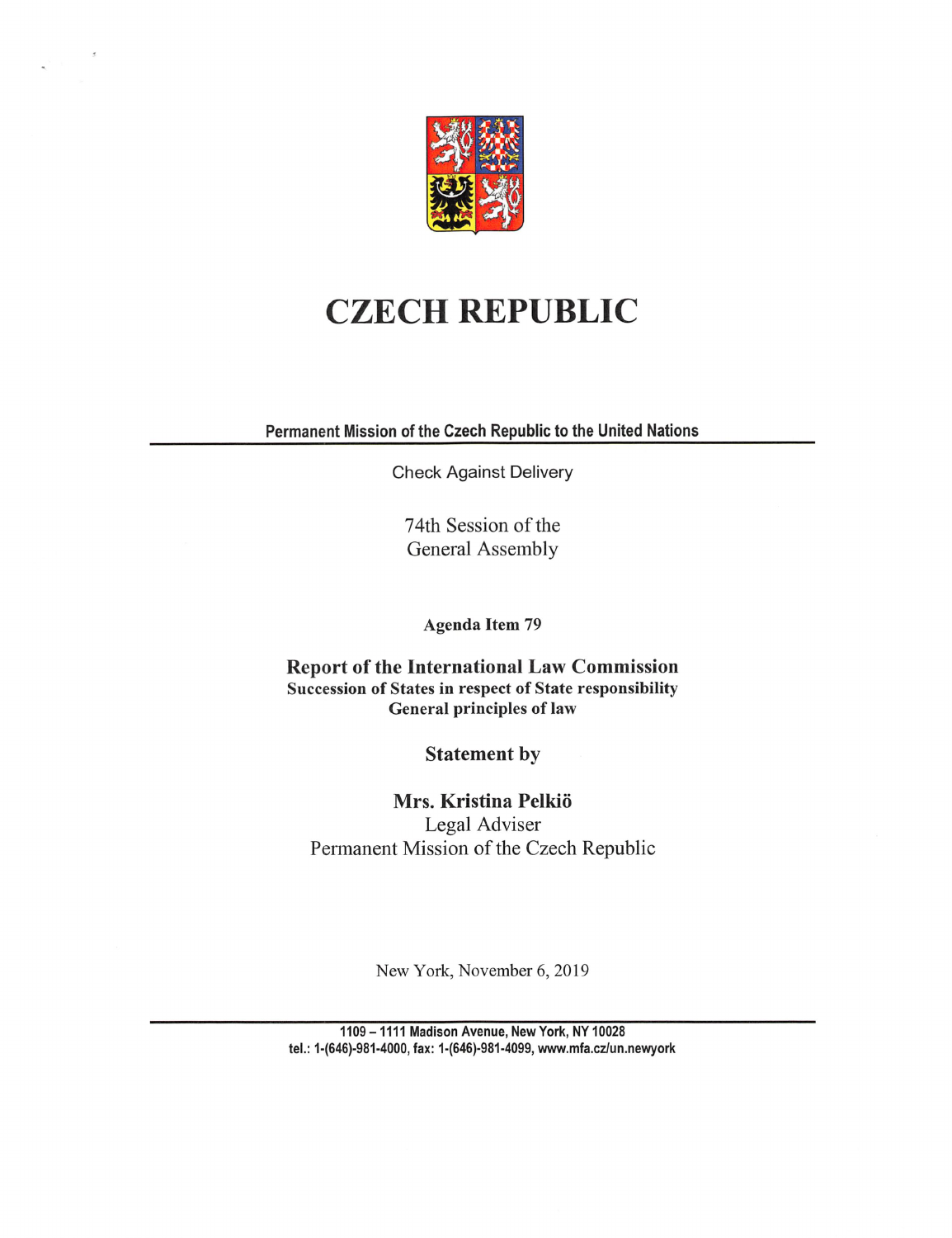# CZECH REPUBLIC

**Permanent Mission of the Czech Republic to the United Nations**

Check Against Delivery

74th Session of the General Assembly

**Agenda Item 79**

**Report of the International Law Commission**
**Succession of States in respect of State responsibility**
**General principles of law**

**Statement by**

**Mrs. Kristina Pelkiö**
Legal Adviser
Permanent Mission of the Czech Republic

New York, November 6, 2019

**1109 – 1111 Madison Avenue, New York, NY 10028**
**tel.: 1-(646)-981-4000, fax: 1-(646)-981-4099, www.mfa.cz/un.newyork**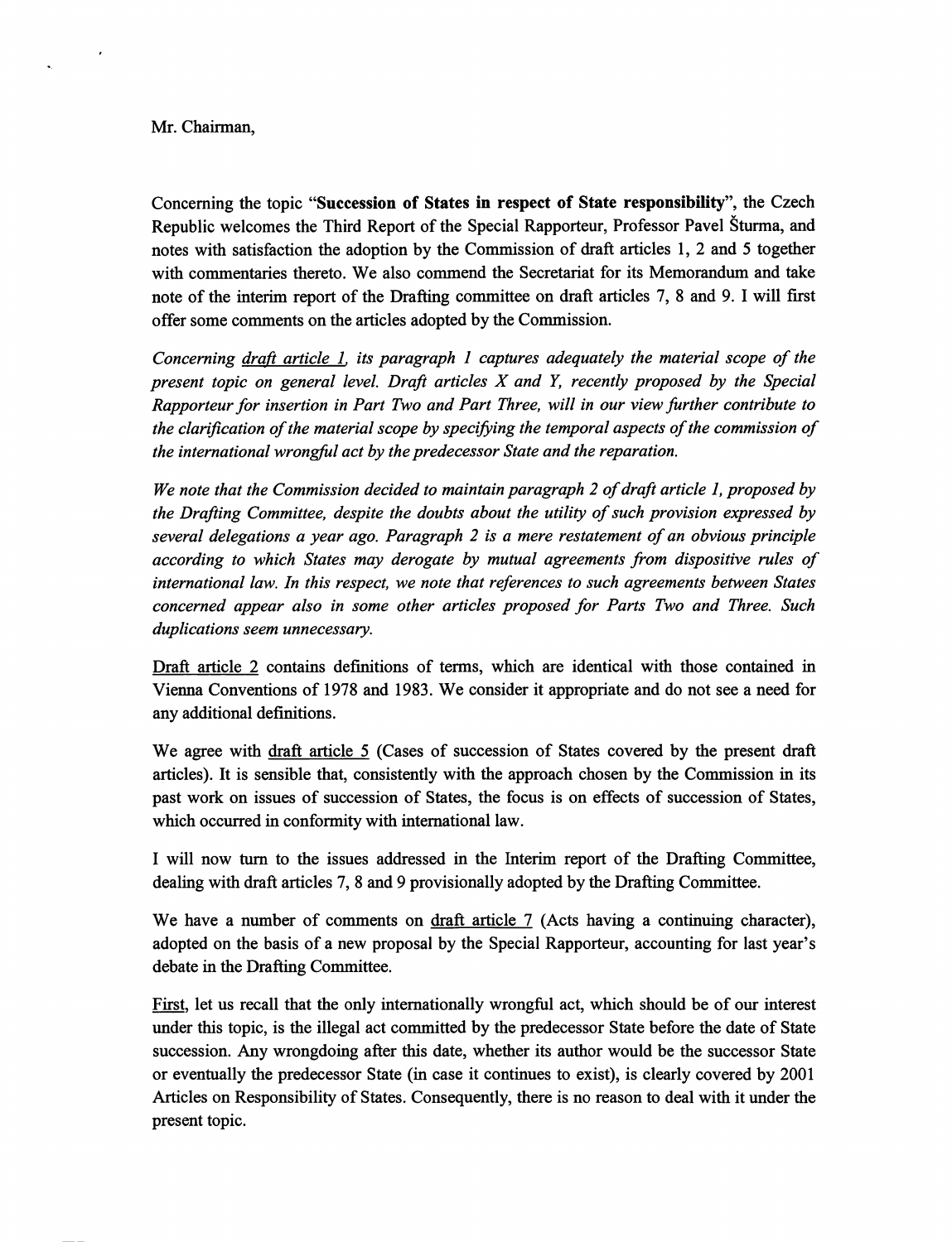Mr. Chairman,

Concerning the topic "**Succession of States in respect of State responsibility**", the Czech Republic welcomes the Third Report of the Special Rapporteur, Professor Pavel Šturma, and notes with satisfaction the adoption by the Commission of draft articles 1, 2 and 5 together with commentaries thereto. We also commend the Secretariat for its Memorandum and take note of the interim report of the Drafting committee on draft articles 7, 8 and 9. I will first offer some comments on the articles adopted by the Commission.

*Concerning draft article 1, its paragraph 1 captures adequately the material scope of the present topic on general level. Draft articles X and Y, recently proposed by the Special Rapporteur for insertion in Part Two and Part Three, will in our view further contribute to the clarification of the material scope by specifying the temporal aspects of the commission of the international wrongful act by the predecessor State and the reparation.*

*We note that the Commission decided to maintain paragraph 2 of draft article 1, proposed by the Drafting Committee, despite the doubts about the utility of such provision expressed by several delegations a year ago. Paragraph 2 is a mere restatement of an obvious principle according to which States may derogate by mutual agreements from dispositive rules of international law. In this respect, we note that references to such agreements between States concerned appear also in some other articles proposed for Parts Two and Three. Such duplications seem unnecessary.*

Draft article 2 contains definitions of terms, which are identical with those contained in Vienna Conventions of 1978 and 1983. We consider it appropriate and do not see a need for any additional definitions.

We agree with draft article 5 (Cases of succession of States covered by the present draft articles). It is sensible that, consistently with the approach chosen by the Commission in its past work on issues of succession of States, the focus is on effects of succession of States, which occurred in conformity with international law.

I will now turn to the issues addressed in the Interim report of the Drafting Committee, dealing with draft articles 7, 8 and 9 provisionally adopted by the Drafting Committee.

We have a number of comments on draft article 7 (Acts having a continuing character), adopted on the basis of a new proposal by the Special Rapporteur, accounting for last year's debate in the Drafting Committee.

First, let us recall that the only internationally wrongful act, which should be of our interest under this topic, is the illegal act committed by the predecessor State before the date of State succession. Any wrongdoing after this date, whether its author would be the successor State or eventually the predecessor State (in case it continues to exist), is clearly covered by 2001 Articles on Responsibility of States. Consequently, there is no reason to deal with it under the present topic.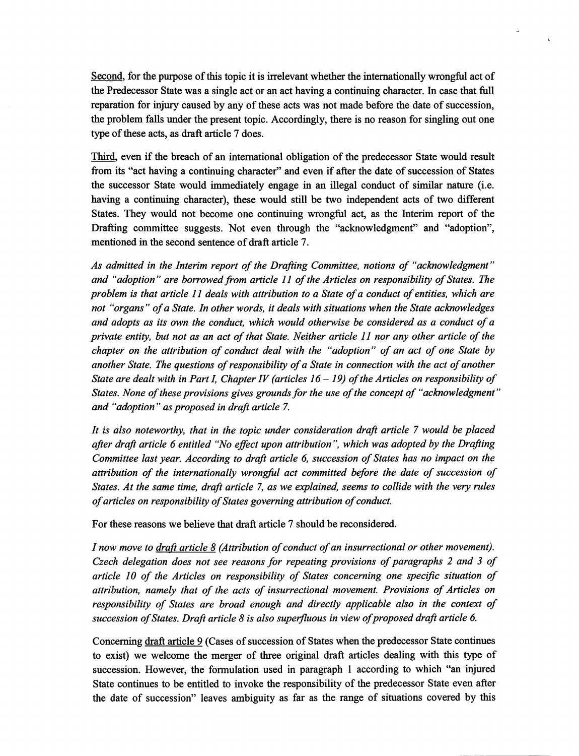<u>Second</u>, for the purpose of this topic it is irrelevant whether the internationally wrongful act of the Predecessor State was a single act or an act having a continuing character. In case that full reparation for injury caused by any of these acts was not made before the date of succession, the problem falls under the present topic. Accordingly, there is no reason for singling out one type of these acts, as draft article 7 does.

<u>Third</u>, even if the breach of an international obligation of the predecessor State would result from its "act having a continuing character" and even if after the date of succession of States the successor State would immediately engage in an illegal conduct of similar nature (i.e. having a continuing character), these would still be two independent acts of two different States. They would not become one continuing wrongful act, as the Interim report of the Drafting committee suggests. Not even through the "acknowledgment" and "adoption", mentioned in the second sentence of draft article 7.

*As admitted in the Interim report of the Drafting Committee, notions of "acknowledgment" and "adoption" are borrowed from article 11 of the Articles on responsibility of States. The problem is that article 11 deals with attribution to a State of a conduct of entities, which are not "organs" of a State. In other words, it deals with situations when the State acknowledges and adopts as its own the conduct, which would otherwise be considered as a conduct of a private entity, but not as an act of that State. Neither article 11 nor any other article of the chapter on the attribution of conduct deal with the "adoption" of an act of one State by another State. The questions of responsibility of a State in connection with the act of another State are dealt with in Part I, Chapter IV (articles 16 – 19) of the Articles on responsibility of States. None of these provisions gives grounds for the use of the concept of "acknowledgment" and "adoption" as proposed in draft article 7.*

*It is also noteworthy, that in the topic under consideration draft article 7 would be placed after draft article 6 entitled "No effect upon attribution", which was adopted by the Drafting Committee last year. According to draft article 6, succession of States has no impact on the attribution of the internationally wrongful act committed before the date of succession of States. At the same time, draft article 7, as we explained, seems to collide with the very rules of articles on responsibility of States governing attribution of conduct.*

For these reasons we believe that draft article 7 should be reconsidered.

*I now move to <u>draft article 8</u> (Attribution of conduct of an insurrectional or other movement). Czech delegation does not see reasons for repeating provisions of paragraphs 2 and 3 of article 10 of the Articles on responsibility of States concerning one specific situation of attribution, namely that of the acts of insurrectional movement. Provisions of Articles on responsibility of States are broad enough and directly applicable also in the context of succession of States. Draft article 8 is also superfluous in view of proposed draft article 6.*

Concerning <u>draft article 9</u> (Cases of succession of States when the predecessor State continues to exist) we welcome the merger of three original draft articles dealing with this type of succession. However, the formulation used in paragraph 1 according to which "an injured State continues to be entitled to invoke the responsibility of the predecessor State even after the date of succession" leaves ambiguity as far as the range of situations covered by this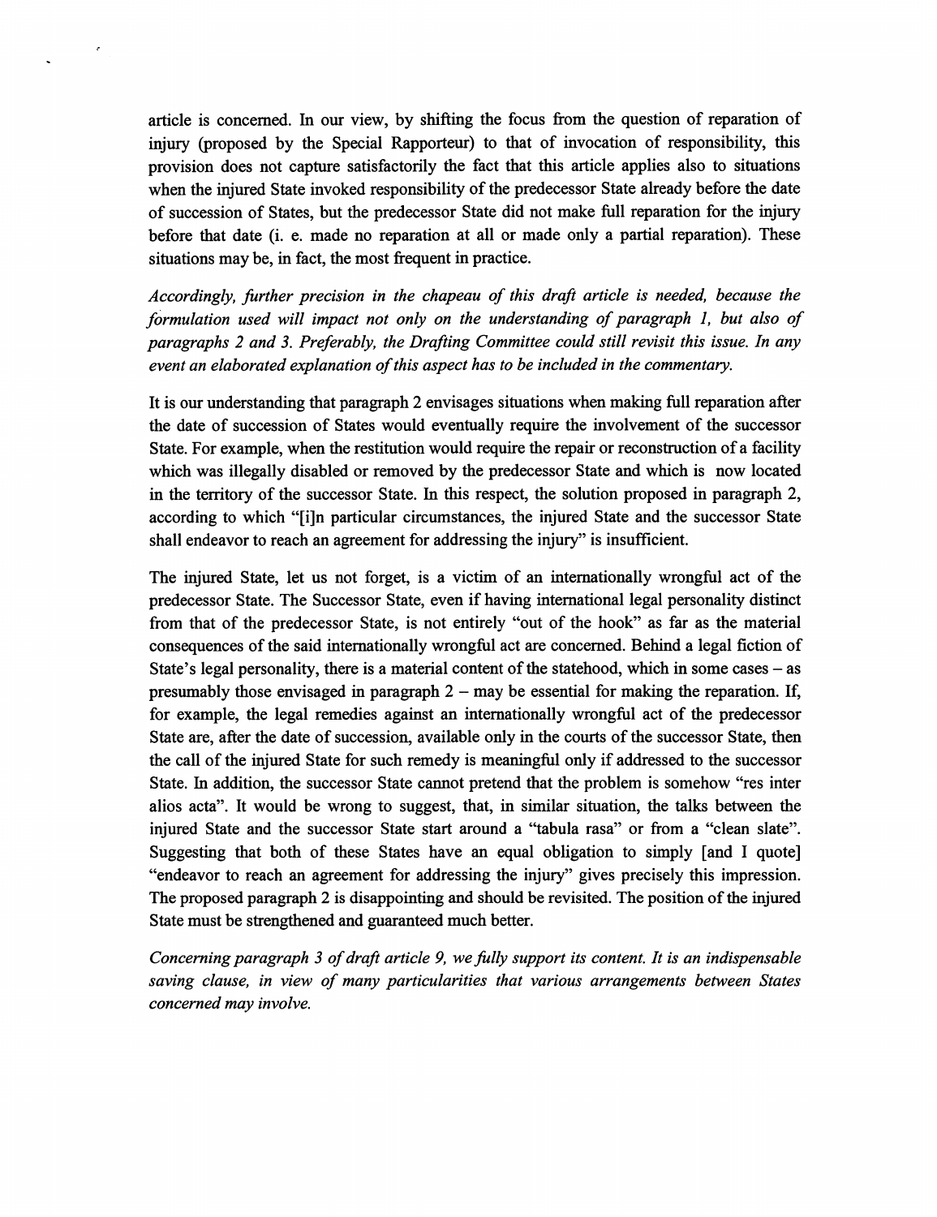article is concerned. In our view, by shifting the focus from the question of reparation of injury (proposed by the Special Rapporteur) to that of invocation of responsibility, this provision does not capture satisfactorily the fact that this article applies also to situations when the injured State invoked responsibility of the predecessor State already before the date of succession of States, but the predecessor State did not make full reparation for the injury before that date (i. e. made no reparation at all or made only a partial reparation). These situations may be, in fact, the most frequent in practice.

*Accordingly, further precision in the chapeau of this draft article is needed, because the formulation used will impact not only on the understanding of paragraph 1, but also of paragraphs 2 and 3. Preferably, the Drafting Committee could still revisit this issue. In any event an elaborated explanation of this aspect has to be included in the commentary.*

It is our understanding that paragraph 2 envisages situations when making full reparation after the date of succession of States would eventually require the involvement of the successor State. For example, when the restitution would require the repair or reconstruction of a facility which was illegally disabled or removed by the predecessor State and which is now located in the territory of the successor State. In this respect, the solution proposed in paragraph 2, according to which "[i]n particular circumstances, the injured State and the successor State shall endeavor to reach an agreement for addressing the injury" is insufficient.

The injured State, let us not forget, is a victim of an internationally wrongful act of the predecessor State. The Successor State, even if having international legal personality distinct from that of the predecessor State, is not entirely "out of the hook" as far as the material consequences of the said internationally wrongful act are concerned. Behind a legal fiction of State's legal personality, there is a material content of the statehood, which in some cases – as presumably those envisaged in paragraph 2 – may be essential for making the reparation. If, for example, the legal remedies against an internationally wrongful act of the predecessor State are, after the date of succession, available only in the courts of the successor State, then the call of the injured State for such remedy is meaningful only if addressed to the successor State. In addition, the successor State cannot pretend that the problem is somehow "res inter alios acta". It would be wrong to suggest, that, in similar situation, the talks between the injured State and the successor State start around a "tabula rasa" or from a "clean slate". Suggesting that both of these States have an equal obligation to simply [and I quote] "endeavor to reach an agreement for addressing the injury" gives precisely this impression. The proposed paragraph 2 is disappointing and should be revisited. The position of the injured State must be strengthened and guaranteed much better.

*Concerning paragraph 3 of draft article 9, we fully support its content. It is an indispensable saving clause, in view of many particularities that various arrangements between States concerned may involve.*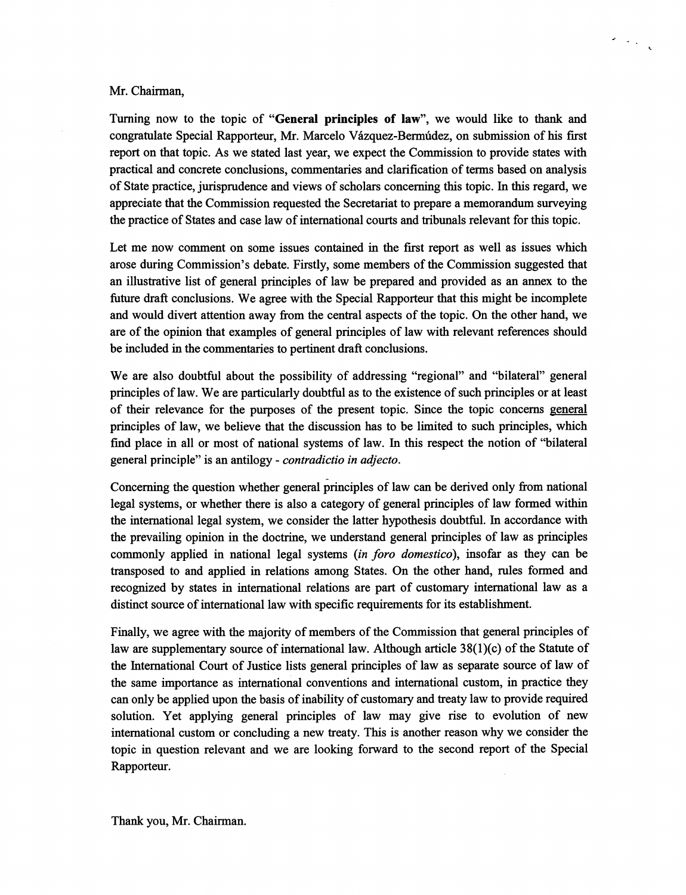Mr. Chairman,

Turning now to the topic of "**General principles of law**", we would like to thank and congratulate Special Rapporteur, Mr. Marcelo Vázquez-Bermúdez, on submission of his first report on that topic. As we stated last year, we expect the Commission to provide states with practical and concrete conclusions, commentaries and clarification of terms based on analysis of State practice, jurisprudence and views of scholars concerning this topic. In this regard, we appreciate that the Commission requested the Secretariat to prepare a memorandum surveying the practice of States and case law of international courts and tribunals relevant for this topic.

Let me now comment on some issues contained in the first report as well as issues which arose during Commission's debate. Firstly, some members of the Commission suggested that an illustrative list of general principles of law be prepared and provided as an annex to the future draft conclusions. We agree with the Special Rapporteur that this might be incomplete and would divert attention away from the central aspects of the topic. On the other hand, we are of the opinion that examples of general principles of law with relevant references should be included in the commentaries to pertinent draft conclusions.

We are also doubtful about the possibility of addressing "regional" and "bilateral" general principles of law. We are particularly doubtful as to the existence of such principles or at least of their relevance for the purposes of the present topic. Since the topic concerns <u>general</u> principles of law, we believe that the discussion has to be limited to such principles, which find place in all or most of national systems of law. In this respect the notion of "bilateral general principle" is an antilogy - *contradictio in adjecto*.

Concerning the question whether general principles of law can be derived only from national legal systems, or whether there is also a category of general principles of law formed within the international legal system, we consider the latter hypothesis doubtful. In accordance with the prevailing opinion in the doctrine, we understand general principles of law as principles commonly applied in national legal systems (*in foro domestico*), insofar as they can be transposed to and applied in relations among States. On the other hand, rules formed and recognized by states in international relations are part of customary international law as a distinct source of international law with specific requirements for its establishment.

Finally, we agree with the majority of members of the Commission that general principles of law are supplementary source of international law. Although article 38(1)(c) of the Statute of the International Court of Justice lists general principles of law as separate source of law of the same importance as international conventions and international custom, in practice they can only be applied upon the basis of inability of customary and treaty law to provide required solution. Yet applying general principles of law may give rise to evolution of new international custom or concluding a new treaty. This is another reason why we consider the topic in question relevant and we are looking forward to the second report of the Special Rapporteur.

Thank you, Mr. Chairman.